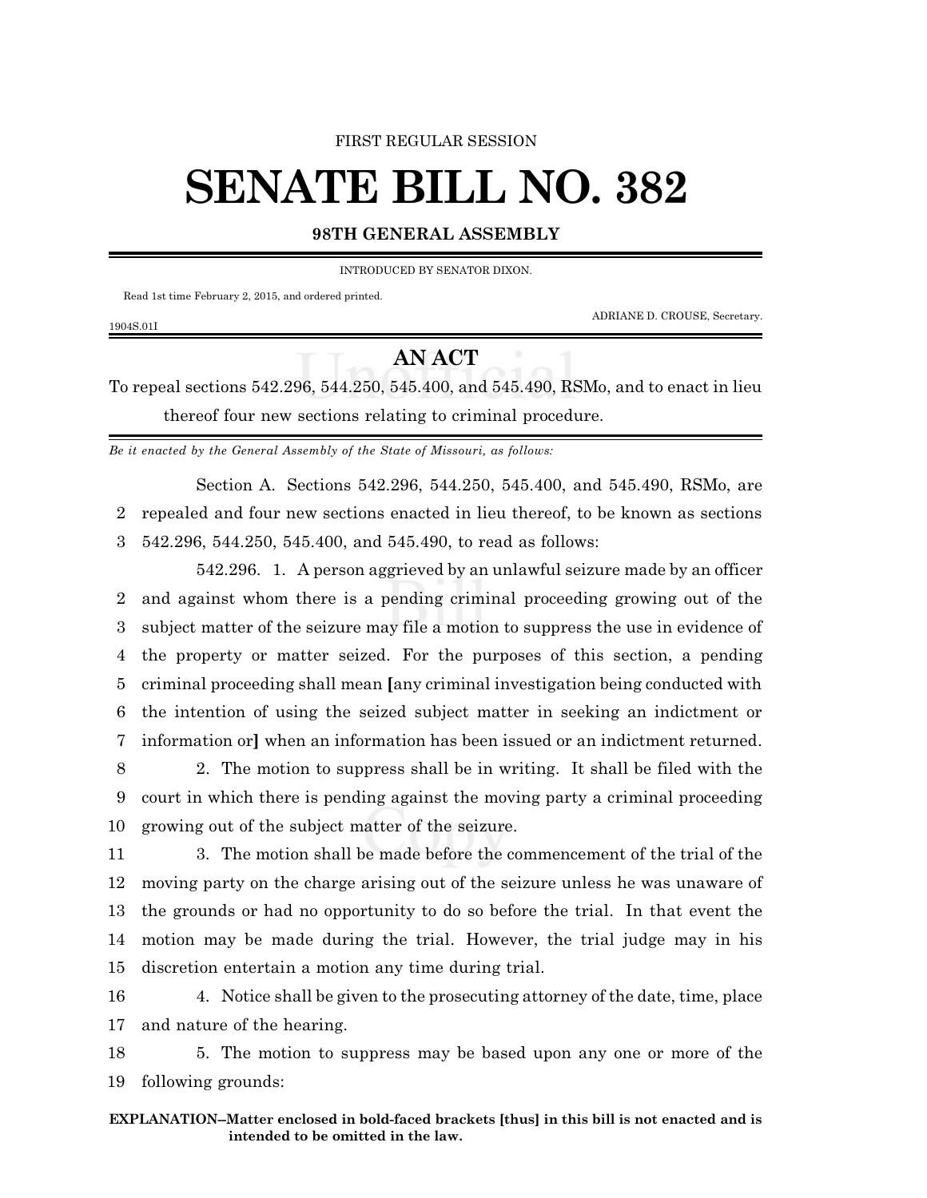FIRST REGULAR SESSION

# SENATE BILL NO. 382

**98TH GENERAL ASSEMBLY**

INTRODUCED BY SENATOR DIXON.

Read 1st time February 2, 2015, and ordered printed.

ADRIANE D. CROUSE, Secretary.

1904S.01I

## AN ACT

To repeal sections 542.296, 544.250, 545.400, and 545.490, RSMo, and to enact in lieu thereof four new sections relating to criminal procedure.

*Be it enacted by the General Assembly of the State of Missouri, as follows:*

Section A. Sections 542.296, 544.250, 545.400, and 545.490, RSMo, are repealed and four new sections enacted in lieu thereof, to be known as sections 542.296, 544.250, 545.400, and 545.490, to read as follows:

542.296. 1. A person aggrieved by an unlawful seizure made by an officer and against whom there is a pending criminal proceeding growing out of the subject matter of the seizure may file a motion to suppress the use in evidence of the property or matter seized. For the purposes of this section, a pending criminal proceeding shall mean **[**any criminal investigation being conducted with the intention of using the seized subject matter in seeking an indictment or information or**]** when an information has been issued or an indictment returned.

2. The motion to suppress shall be in writing. It shall be filed with the court in which there is pending against the moving party a criminal proceeding growing out of the subject matter of the seizure.

3. The motion shall be made before the commencement of the trial of the moving party on the charge arising out of the seizure unless he was unaware of the grounds or had no opportunity to do so before the trial. In that event the motion may be made during the trial. However, the trial judge may in his discretion entertain a motion any time during trial.

4. Notice shall be given to the prosecuting attorney of the date, time, place and nature of the hearing.

5. The motion to suppress may be based upon any one or more of the following grounds:

**EXPLANATION–Matter enclosed in bold-faced brackets [thus] in this bill is not enacted and is intended to be omitted in the law.**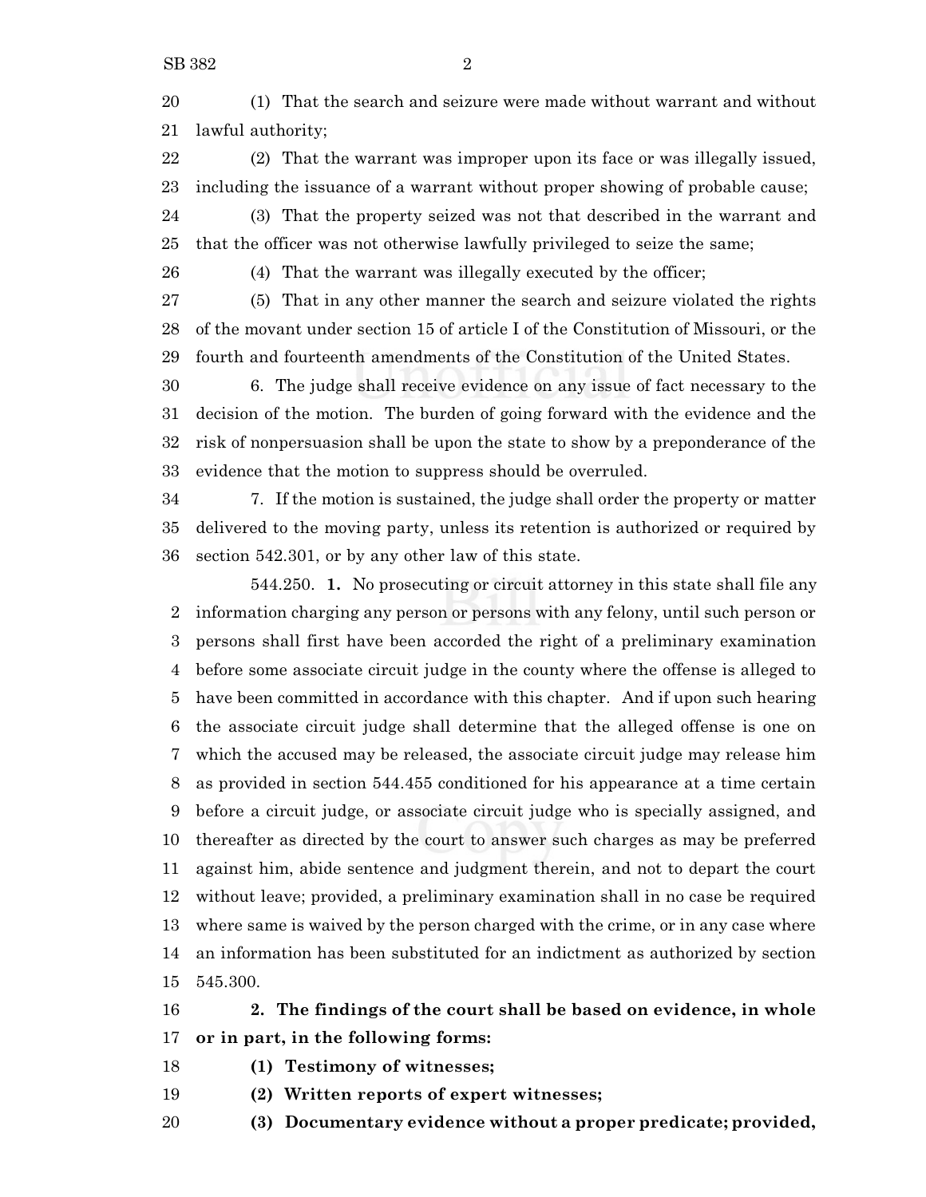(1) That the search and seizure were made without warrant and without lawful authority;

(2) That the warrant was improper upon its face or was illegally issued, including the issuance of a warrant without proper showing of probable cause;

(3) That the property seized was not that described in the warrant and that the officer was not otherwise lawfully privileged to seize the same;

(4) That the warrant was illegally executed by the officer;

(5) That in any other manner the search and seizure violated the rights of the movant under section 15 of article I of the Constitution of Missouri, or the fourth and fourteenth amendments of the Constitution of the United States.

6. The judge shall receive evidence on any issue of fact necessary to the decision of the motion. The burden of going forward with the evidence and the risk of nonpersuasion shall be upon the state to show by a preponderance of the evidence that the motion to suppress should be overruled.

7. If the motion is sustained, the judge shall order the property or matter delivered to the moving party, unless its retention is authorized or required by section 542.301, or by any other law of this state.

544.250. **1.** No prosecuting or circuit attorney in this state shall file any information charging any person or persons with any felony, until such person or persons shall first have been accorded the right of a preliminary examination before some associate circuit judge in the county where the offense is alleged to have been committed in accordance with this chapter. And if upon such hearing the associate circuit judge shall determine that the alleged offense is one on which the accused may be released, the associate circuit judge may release him as provided in section 544.455 conditioned for his appearance at a time certain before a circuit judge, or associate circuit judge who is specially assigned, and thereafter as directed by the court to answer such charges as may be preferred against him, abide sentence and judgment therein, and not to depart the court without leave; provided, a preliminary examination shall in no case be required where same is waived by the person charged with the crime, or in any case where an information has been substituted for an indictment as authorized by section 545.300.

**2. The findings of the court shall be based on evidence, in whole or in part, in the following forms:**

**(1) Testimony of witnesses;**

**(2) Written reports of expert witnesses;**

**(3) Documentary evidence without a proper predicate; provided,**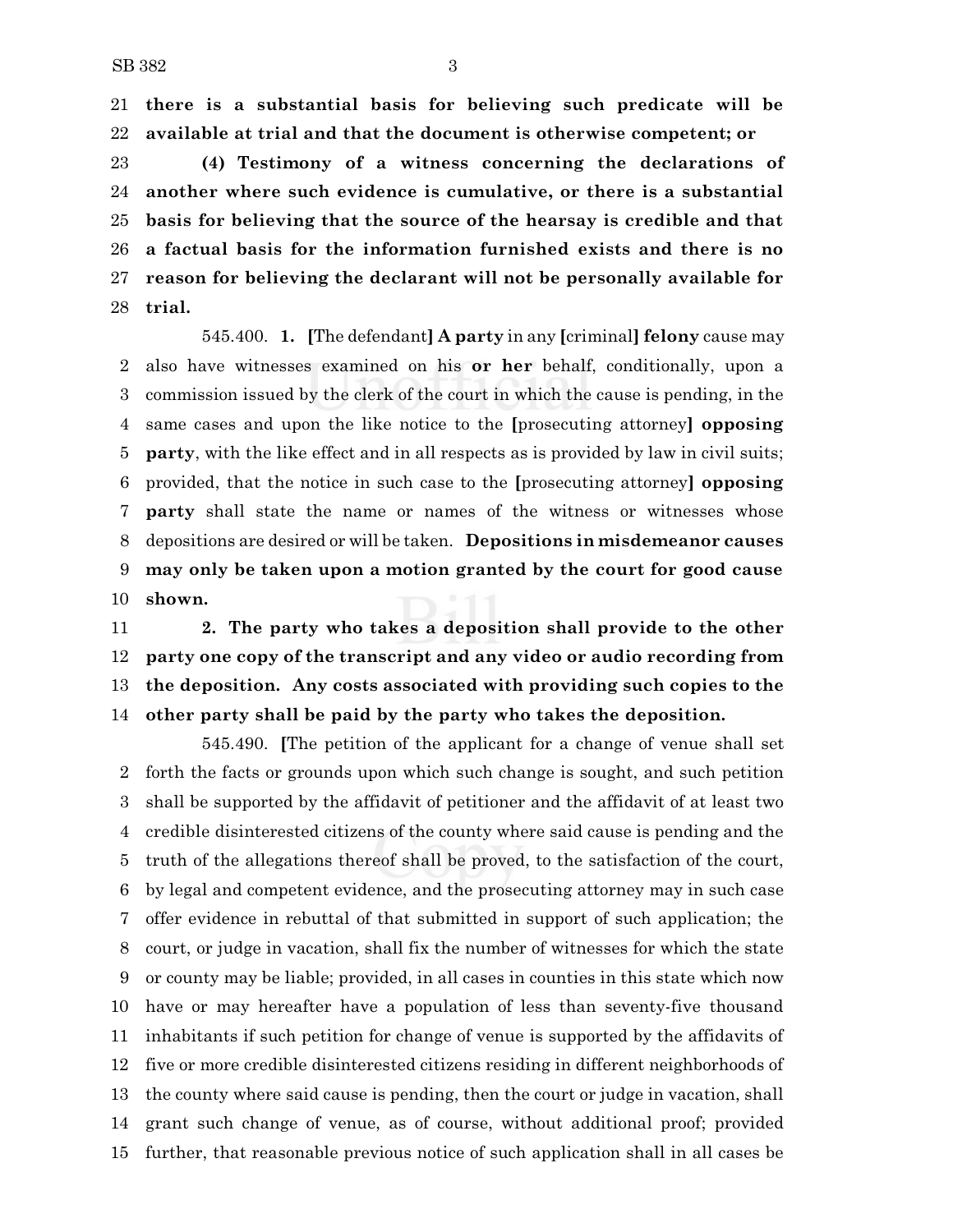there is a substantial basis for believing such predicate will be available at trial and that the document is otherwise competent; or

**(4) Testimony of a witness concerning the declarations of another where such evidence is cumulative, or there is a substantial basis for believing that the source of the hearsay is credible and that a factual basis for the information furnished exists and there is no reason for believing the declarant will not be personally available for trial.**

545.400. **1.** [The defendant] **A party** in any [criminal] **felony** cause may also have witnesses examined on his **or her** behalf, conditionally, upon a commission issued by the clerk of the court in which the cause is pending, in the same cases and upon the like notice to the [prosecuting attorney] **opposing party**, with the like effect and in all respects as is provided by law in civil suits; provided, that the notice in such case to the [prosecuting attorney] **opposing party** shall state the name or names of the witness or witnesses whose depositions are desired or will be taken. **Depositions in misdemeanor causes may only be taken upon a motion granted by the court for good cause shown.**

**2. The party who takes a deposition shall provide to the other party one copy of the transcript and any video or audio recording from the deposition. Any costs associated with providing such copies to the other party shall be paid by the party who takes the deposition.**

545.490. [The petition of the applicant for a change of venue shall set forth the facts or grounds upon which such change is sought, and such petition shall be supported by the affidavit of petitioner and the affidavit of at least two credible disinterested citizens of the county where said cause is pending and the truth of the allegations thereof shall be proved, to the satisfaction of the court, by legal and competent evidence, and the prosecuting attorney may in such case offer evidence in rebuttal of that submitted in support of such application; the court, or judge in vacation, shall fix the number of witnesses for which the state or county may be liable; provided, in all cases in counties in this state which now have or may hereafter have a population of less than seventy-five thousand inhabitants if such petition for change of venue is supported by the affidavits of five or more credible disinterested citizens residing in different neighborhoods of the county where said cause is pending, then the court or judge in vacation, shall grant such change of venue, as of course, without additional proof; provided further, that reasonable previous notice of such application shall in all cases be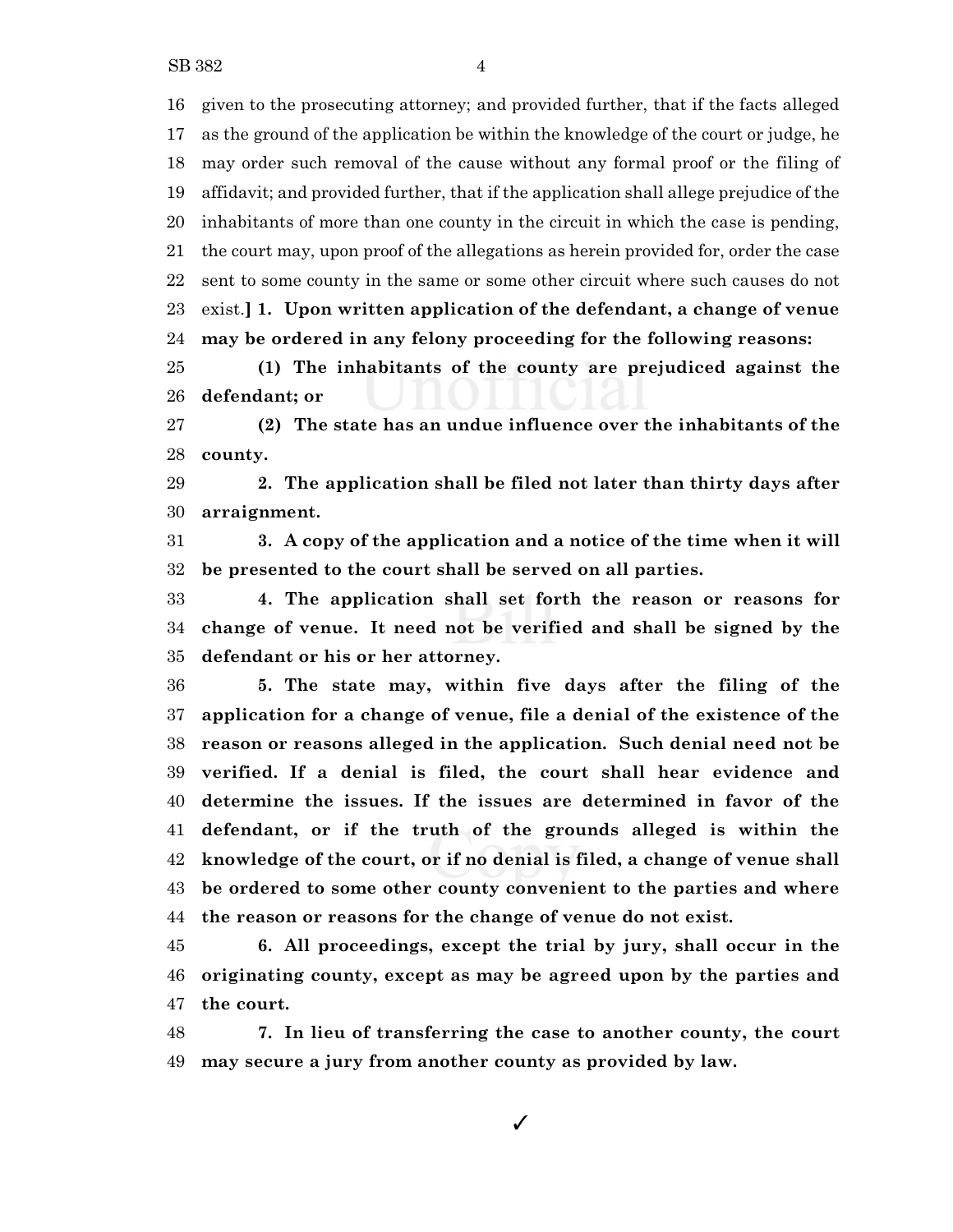given to the prosecuting attorney; and provided further, that if the facts alleged as the ground of the application be within the knowledge of the court or judge, he may order such removal of the cause without any formal proof or the filing of affidavit; and provided further, that if the application shall allege prejudice of the inhabitants of more than one county in the circuit in which the case is pending, the court may, upon proof of the allegations as herein provided for, order the case sent to some county in the same or some other circuit where such causes do not exist.**] 1. Upon written application of the defendant, a change of venue may be ordered in any felony proceeding for the following reasons:**

**(1) The inhabitants of the county are prejudiced against the defendant; or**

**(2) The state has an undue influence over the inhabitants of the county.**

**2. The application shall be filed not later than thirty days after arraignment.**

**3. A copy of the application and a notice of the time when it will be presented to the court shall be served on all parties.**

**4. The application shall set forth the reason or reasons for change of venue. It need not be verified and shall be signed by the defendant or his or her attorney.**

**5. The state may, within five days after the filing of the application for a change of venue, file a denial of the existence of the reason or reasons alleged in the application. Such denial need not be verified. If a denial is filed, the court shall hear evidence and determine the issues. If the issues are determined in favor of the defendant, or if the truth of the grounds alleged is within the knowledge of the court, or if no denial is filed, a change of venue shall be ordered to some other county convenient to the parties and where the reason or reasons for the change of venue do not exist.**

**6. All proceedings, except the trial by jury, shall occur in the originating county, except as may be agreed upon by the parties and the court.**

**7. In lieu of transferring the case to another county, the court may secure a jury from another county as provided by law.**

✓